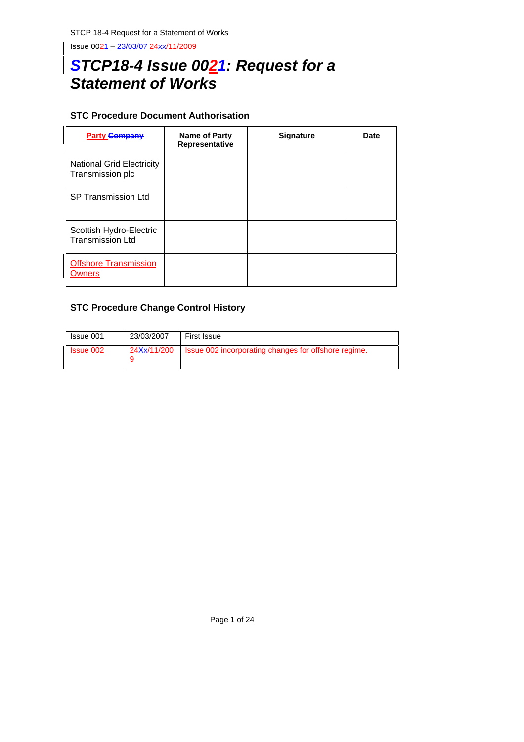# STCP18-4 Issue 002: Request for a Statement of Works

### STC Procedure Document Authorisation

| Party | Name of Party Representative | Signature | Date |
|---|---|---|---|
| National Grid Electricity Transmission plc | | | |
| SP Transmission Ltd | | | |
| Scottish Hydro-Electric Transmission Ltd | | | |
| Offshore Transmission Owners | | | |

### STC Procedure Change Control History

| Issue 001 | 23/03/2007 | First Issue |
|---|---|---|
| Issue 002 | 24/11/2009 | Issue 002 incorporating changes for offshore regime. |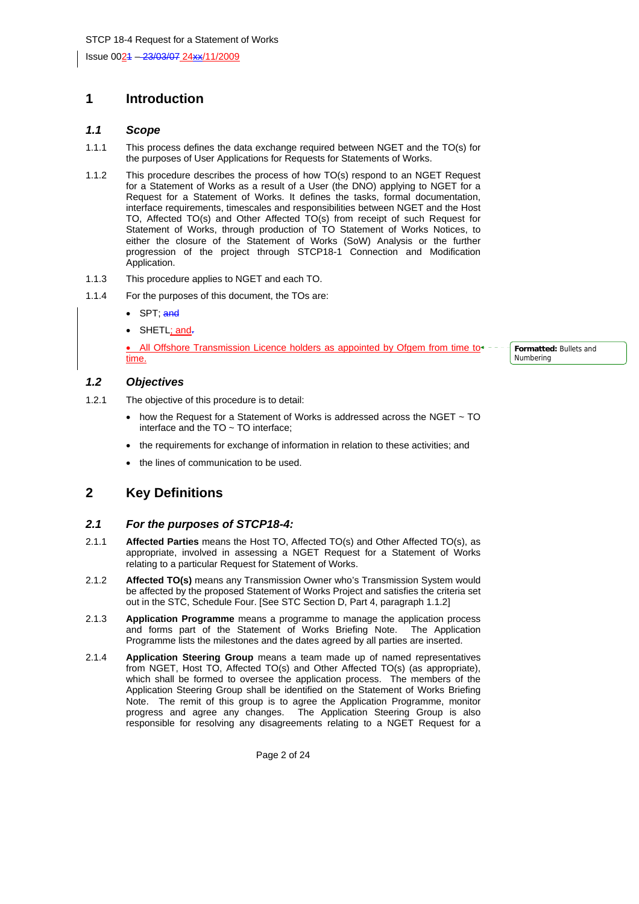# 1 Introduction

## 1.1 Scope

1.1.1 This process defines the data exchange required between NGET and the TO(s) for the purposes of User Applications for Requests for Statements of Works.

1.1.2 This procedure describes the process of how TO(s) respond to an NGET Request for a Statement of Works as a result of a User (the DNO) applying to NGET for a Request for a Statement of Works. It defines the tasks, formal documentation, interface requirements, timescales and responsibilities between NGET and the Host TO, Affected TO(s) and Other Affected TO(s) from receipt of such Request for Statement of Works, through production of TO Statement of Works Notices, to either the closure of the Statement of Works (SoW) Analysis or the further progression of the project through STCP18-1 Connection and Modification Application.

1.1.3 This procedure applies to NGET and each TO.

1.1.4 For the purposes of this document, the TOs are:

- SPT; and
- SHETL; and.
- All Offshore Transmission Licence holders as appointed by Ofgem from time to time.

## 1.2 Objectives

1.2.1 The objective of this procedure is to detail:

- how the Request for a Statement of Works is addressed across the NGET ~ TO interface and the TO ~ TO interface;
- the requirements for exchange of information in relation to these activities; and
- the lines of communication to be used.

# 2 Key Definitions

## 2.1 For the purposes of STCP18-4:

2.1.1 **Affected Parties** means the Host TO, Affected TO(s) and Other Affected TO(s), as appropriate, involved in assessing a NGET Request for a Statement of Works relating to a particular Request for Statement of Works.

2.1.2 **Affected TO(s)** means any Transmission Owner who's Transmission System would be affected by the proposed Statement of Works Project and satisfies the criteria set out in the STC, Schedule Four. [See STC Section D, Part 4, paragraph 1.1.2]

2.1.3 **Application Programme** means a programme to manage the application process and forms part of the Statement of Works Briefing Note. The Application Programme lists the milestones and the dates agreed by all parties are inserted.

2.1.4 **Application Steering Group** means a team made up of named representatives from NGET, Host TO, Affected TO(s) and Other Affected TO(s) (as appropriate), which shall be formed to oversee the application process. The members of the Application Steering Group shall be identified on the Statement of Works Briefing Note. The remit of this group is to agree the Application Programme, monitor progress and agree any changes. The Application Steering Group is also responsible for resolving any disagreements relating to a NGET Request for a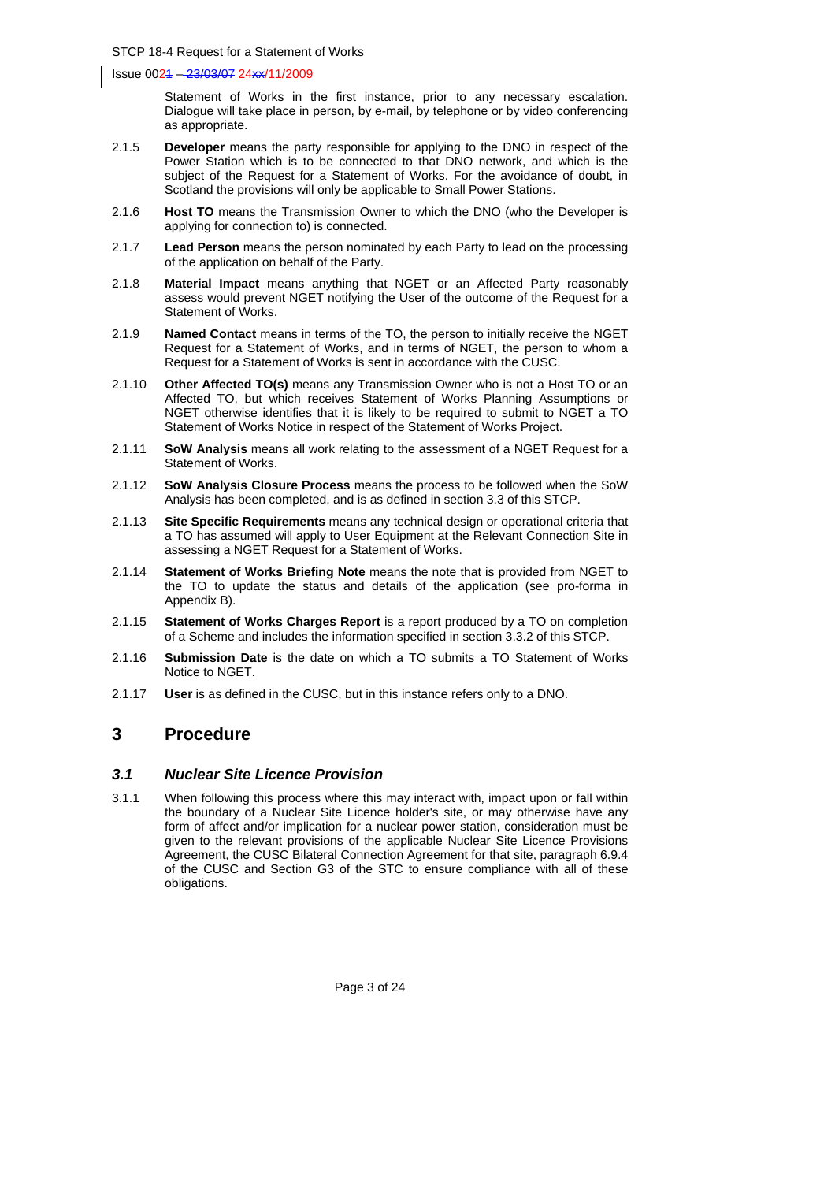Statement of Works in the first instance, prior to any necessary escalation. Dialogue will take place in person, by e-mail, by telephone or by video conferencing as appropriate.

2.1.5 **Developer** means the party responsible for applying to the DNO in respect of the Power Station which is to be connected to that DNO network, and which is the subject of the Request for a Statement of Works. For the avoidance of doubt, in Scotland the provisions will only be applicable to Small Power Stations.

2.1.6 **Host TO** means the Transmission Owner to which the DNO (who the Developer is applying for connection to) is connected.

2.1.7 **Lead Person** means the person nominated by each Party to lead on the processing of the application on behalf of the Party.

2.1.8 **Material Impact** means anything that NGET or an Affected Party reasonably assess would prevent NGET notifying the User of the outcome of the Request for a Statement of Works.

2.1.9 **Named Contact** means in terms of the TO, the person to initially receive the NGET Request for a Statement of Works, and in terms of NGET, the person to whom a Request for a Statement of Works is sent in accordance with the CUSC.

2.1.10 **Other Affected TO(s)** means any Transmission Owner who is not a Host TO or an Affected TO, but which receives Statement of Works Planning Assumptions or NGET otherwise identifies that it is likely to be required to submit to NGET a TO Statement of Works Notice in respect of the Statement of Works Project.

2.1.11 **SoW Analysis** means all work relating to the assessment of a NGET Request for a Statement of Works.

2.1.12 **SoW Analysis Closure Process** means the process to be followed when the SoW Analysis has been completed, and is as defined in section 3.3 of this STCP.

2.1.13 **Site Specific Requirements** means any technical design or operational criteria that a TO has assumed will apply to User Equipment at the Relevant Connection Site in assessing a NGET Request for a Statement of Works.

2.1.14 **Statement of Works Briefing Note** means the note that is provided from NGET to the TO to update the status and details of the application (see pro-forma in Appendix B).

2.1.15 **Statement of Works Charges Report** is a report produced by a TO on completion of a Scheme and includes the information specified in section 3.3.2 of this STCP.

2.1.16 **Submission Date** is the date on which a TO submits a TO Statement of Works Notice to NGET.

2.1.17 **User** is as defined in the CUSC, but in this instance refers only to a DNO.

# 3 Procedure

## *3.1 Nuclear Site Licence Provision*

3.1.1 When following this process where this may interact with, impact upon or fall within the boundary of a Nuclear Site Licence holder's site, or may otherwise have any form of affect and/or implication for a nuclear power station, consideration must be given to the relevant provisions of the applicable Nuclear Site Licence Provisions Agreement, the CUSC Bilateral Connection Agreement for that site, paragraph 6.9.4 of the CUSC and Section G3 of the STC to ensure compliance with all of these obligations.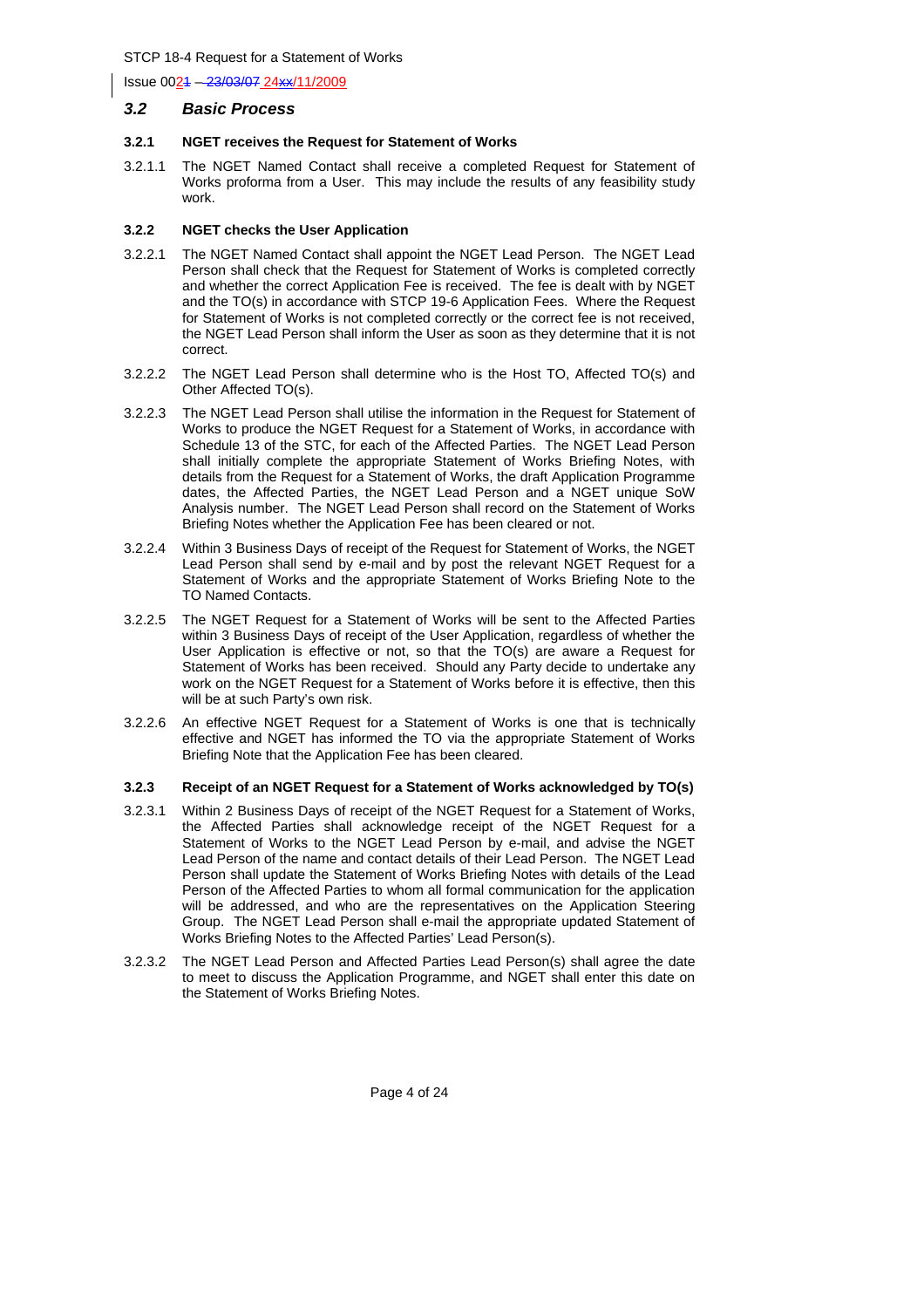### 3.2 Basic Process

#### 3.2.1 NGET receives the Request for Statement of Works

3.2.1.1 The NGET Named Contact shall receive a completed Request for Statement of Works proforma from a User. This may include the results of any feasibility study work.

#### 3.2.2 NGET checks the User Application

3.2.2.1 The NGET Named Contact shall appoint the NGET Lead Person. The NGET Lead Person shall check that the Request for Statement of Works is completed correctly and whether the correct Application Fee is received. The fee is dealt with by NGET and the TO(s) in accordance with STCP 19-6 Application Fees. Where the Request for Statement of Works is not completed correctly or the correct fee is not received, the NGET Lead Person shall inform the User as soon as they determine that it is not correct.

3.2.2.2 The NGET Lead Person shall determine who is the Host TO, Affected TO(s) and Other Affected TO(s).

3.2.2.3 The NGET Lead Person shall utilise the information in the Request for Statement of Works to produce the NGET Request for a Statement of Works, in accordance with Schedule 13 of the STC, for each of the Affected Parties. The NGET Lead Person shall initially complete the appropriate Statement of Works Briefing Notes, with details from the Request for a Statement of Works, the draft Application Programme dates, the Affected Parties, the NGET Lead Person and a NGET unique SoW Analysis number. The NGET Lead Person shall record on the Statement of Works Briefing Notes whether the Application Fee has been cleared or not.

3.2.2.4 Within 3 Business Days of receipt of the Request for Statement of Works, the NGET Lead Person shall send by e-mail and by post the relevant NGET Request for a Statement of Works and the appropriate Statement of Works Briefing Note to the TO Named Contacts.

3.2.2.5 The NGET Request for a Statement of Works will be sent to the Affected Parties within 3 Business Days of receipt of the User Application, regardless of whether the User Application is effective or not, so that the TO(s) are aware a Request for Statement of Works has been received. Should any Party decide to undertake any work on the NGET Request for a Statement of Works before it is effective, then this will be at such Party's own risk.

3.2.2.6 An effective NGET Request for a Statement of Works is one that is technically effective and NGET has informed the TO via the appropriate Statement of Works Briefing Note that the Application Fee has been cleared.

#### 3.2.3 Receipt of an NGET Request for a Statement of Works acknowledged by TO(s)

3.2.3.1 Within 2 Business Days of receipt of the NGET Request for a Statement of Works, the Affected Parties shall acknowledge receipt of the NGET Request for a Statement of Works to the NGET Lead Person by e-mail, and advise the NGET Lead Person of the name and contact details of their Lead Person. The NGET Lead Person shall update the Statement of Works Briefing Notes with details of the Lead Person of the Affected Parties to whom all formal communication for the application will be addressed, and who are the representatives on the Application Steering Group. The NGET Lead Person shall e-mail the appropriate updated Statement of Works Briefing Notes to the Affected Parties' Lead Person(s).

3.2.3.2 The NGET Lead Person and Affected Parties Lead Person(s) shall agree the date to meet to discuss the Application Programme, and NGET shall enter this date on the Statement of Works Briefing Notes.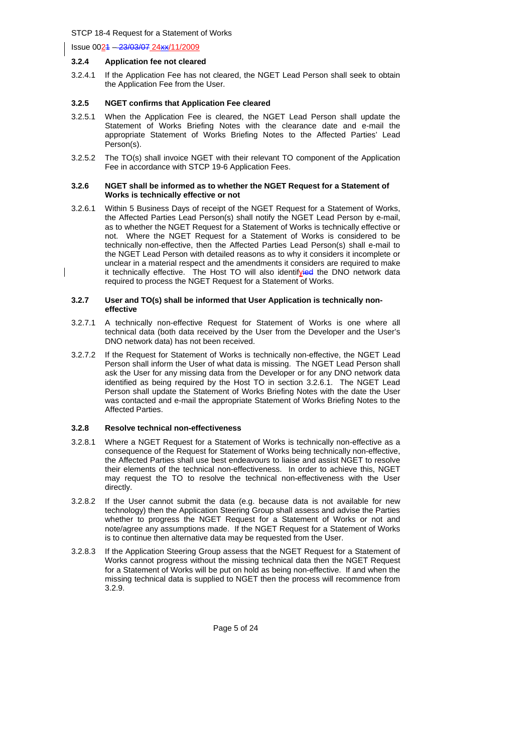### 3.2.4 Application fee not cleared

3.2.4.1 If the Application Fee has not cleared, the NGET Lead Person shall seek to obtain the Application Fee from the User.

### 3.2.5 NGET confirms that Application Fee cleared

3.2.5.1 When the Application Fee is cleared, the NGET Lead Person shall update the Statement of Works Briefing Notes with the clearance date and e-mail the appropriate Statement of Works Briefing Notes to the Affected Parties' Lead Person(s).

3.2.5.2 The TO(s) shall invoice NGET with their relevant TO component of the Application Fee in accordance with STCP 19-6 Application Fees.

### 3.2.6 NGET shall be informed as to whether the NGET Request for a Statement of Works is technically effective or not

3.2.6.1 Within 5 Business Days of receipt of the NGET Request for a Statement of Works, the Affected Parties Lead Person(s) shall notify the NGET Lead Person by e-mail, as to whether the NGET Request for a Statement of Works is technically effective or not. Where the NGET Request for a Statement of Works is considered to be technically non-effective, then the Affected Parties Lead Person(s) shall e-mail to the NGET Lead Person with detailed reasons as to why it considers it incomplete or unclear in a material respect and the amendments it considers are required to make it technically effective. The Host TO will also identify the DNO network data required to process the NGET Request for a Statement of Works.

### 3.2.7 User and TO(s) shall be informed that User Application is technically non-effective

3.2.7.1 A technically non-effective Request for Statement of Works is one where all technical data (both data received by the User from the Developer and the User's DNO network data) has not been received.

3.2.7.2 If the Request for Statement of Works is technically non-effective, the NGET Lead Person shall inform the User of what data is missing. The NGET Lead Person shall ask the User for any missing data from the Developer or for any DNO network data identified as being required by the Host TO in section 3.2.6.1. The NGET Lead Person shall update the Statement of Works Briefing Notes with the date the User was contacted and e-mail the appropriate Statement of Works Briefing Notes to the Affected Parties.

### 3.2.8 Resolve technical non-effectiveness

3.2.8.1 Where a NGET Request for a Statement of Works is technically non-effective as a consequence of the Request for Statement of Works being technically non-effective, the Affected Parties shall use best endeavours to liaise and assist NGET to resolve their elements of the technical non-effectiveness. In order to achieve this, NGET may request the TO to resolve the technical non-effectiveness with the User directly.

3.2.8.2 If the User cannot submit the data (e.g. because data is not available for new technology) then the Application Steering Group shall assess and advise the Parties whether to progress the NGET Request for a Statement of Works or not and note/agree any assumptions made. If the NGET Request for a Statement of Works is to continue then alternative data may be requested from the User.

3.2.8.3 If the Application Steering Group assess that the NGET Request for a Statement of Works cannot progress without the missing technical data then the NGET Request for a Statement of Works will be put on hold as being non-effective. If and when the missing technical data is supplied to NGET then the process will recommence from 3.2.9.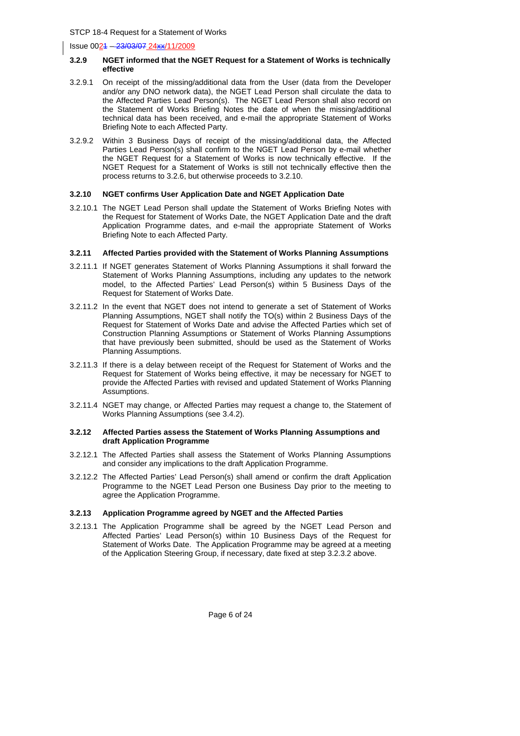### 3.2.9 NGET informed that the NGET Request for a Statement of Works is technically effective

3.2.9.1 On receipt of the missing/additional data from the User (data from the Developer and/or any DNO network data), the NGET Lead Person shall circulate the data to the Affected Parties Lead Person(s). The NGET Lead Person shall also record on the Statement of Works Briefing Notes the date of when the missing/additional technical data has been received, and e-mail the appropriate Statement of Works Briefing Note to each Affected Party.

3.2.9.2 Within 3 Business Days of receipt of the missing/additional data, the Affected Parties Lead Person(s) shall confirm to the NGET Lead Person by e-mail whether the NGET Request for a Statement of Works is now technically effective. If the NGET Request for a Statement of Works is still not technically effective then the process returns to 3.2.6, but otherwise proceeds to 3.2.10.

### 3.2.10 NGET confirms User Application Date and NGET Application Date

3.2.10.1 The NGET Lead Person shall update the Statement of Works Briefing Notes with the Request for Statement of Works Date, the NGET Application Date and the draft Application Programme dates, and e-mail the appropriate Statement of Works Briefing Note to each Affected Party.

### 3.2.11 Affected Parties provided with the Statement of Works Planning Assumptions

3.2.11.1 If NGET generates Statement of Works Planning Assumptions it shall forward the Statement of Works Planning Assumptions, including any updates to the network model, to the Affected Parties' Lead Person(s) within 5 Business Days of the Request for Statement of Works Date.

3.2.11.2 In the event that NGET does not intend to generate a set of Statement of Works Planning Assumptions, NGET shall notify the TO(s) within 2 Business Days of the Request for Statement of Works Date and advise the Affected Parties which set of Construction Planning Assumptions or Statement of Works Planning Assumptions that have previously been submitted, should be used as the Statement of Works Planning Assumptions.

3.2.11.3 If there is a delay between receipt of the Request for Statement of Works and the Request for Statement of Works being effective, it may be necessary for NGET to provide the Affected Parties with revised and updated Statement of Works Planning Assumptions.

3.2.11.4 NGET may change, or Affected Parties may request a change to, the Statement of Works Planning Assumptions (see 3.4.2).

### 3.2.12 Affected Parties assess the Statement of Works Planning Assumptions and draft Application Programme

3.2.12.1 The Affected Parties shall assess the Statement of Works Planning Assumptions and consider any implications to the draft Application Programme.

3.2.12.2 The Affected Parties' Lead Person(s) shall amend or confirm the draft Application Programme to the NGET Lead Person one Business Day prior to the meeting to agree the Application Programme.

### 3.2.13 Application Programme agreed by NGET and the Affected Parties

3.2.13.1 The Application Programme shall be agreed by the NGET Lead Person and Affected Parties' Lead Person(s) within 10 Business Days of the Request for Statement of Works Date. The Application Programme may be agreed at a meeting of the Application Steering Group, if necessary, date fixed at step 3.2.3.2 above.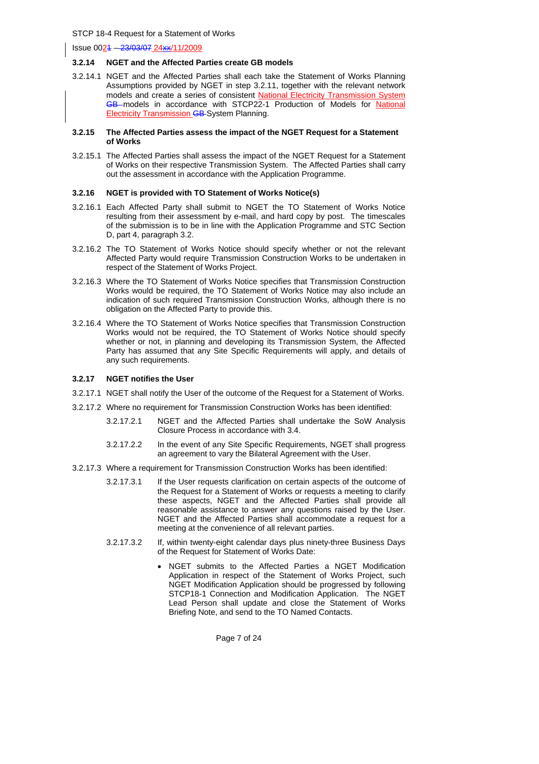### 3.2.14 NGET and the Affected Parties create GB models

3.2.14.1 NGET and the Affected Parties shall each take the Statement of Works Planning Assumptions provided by NGET in step 3.2.11, together with the relevant network models and create a series of consistent National Electricity Transmission System ~~GB~~ models in accordance with STCP22-1 Production of Models for National Electricity Transmission ~~GB~~ System Planning.

### 3.2.15 The Affected Parties assess the impact of the NGET Request for a Statement of Works

3.2.15.1 The Affected Parties shall assess the impact of the NGET Request for a Statement of Works on their respective Transmission System. The Affected Parties shall carry out the assessment in accordance with the Application Programme.

### 3.2.16 NGET is provided with TO Statement of Works Notice(s)

3.2.16.1 Each Affected Party shall submit to NGET the TO Statement of Works Notice resulting from their assessment by e-mail, and hard copy by post. The timescales of the submission is to be in line with the Application Programme and STC Section D, part 4, paragraph 3.2.

3.2.16.2 The TO Statement of Works Notice should specify whether or not the relevant Affected Party would require Transmission Construction Works to be undertaken in respect of the Statement of Works Project.

3.2.16.3 Where the TO Statement of Works Notice specifies that Transmission Construction Works would be required, the TO Statement of Works Notice may also include an indication of such required Transmission Construction Works, although there is no obligation on the Affected Party to provide this.

3.2.16.4 Where the TO Statement of Works Notice specifies that Transmission Construction Works would not be required, the TO Statement of Works Notice should specify whether or not, in planning and developing its Transmission System, the Affected Party has assumed that any Site Specific Requirements will apply, and details of any such requirements.

### 3.2.17 NGET notifies the User

3.2.17.1 NGET shall notify the User of the outcome of the Request for a Statement of Works.

3.2.17.2 Where no requirement for Transmission Construction Works has been identified:

3.2.17.2.1 NGET and the Affected Parties shall undertake the SoW Analysis Closure Process in accordance with 3.4.

3.2.17.2.2 In the event of any Site Specific Requirements, NGET shall progress an agreement to vary the Bilateral Agreement with the User.

3.2.17.3 Where a requirement for Transmission Construction Works has been identified:

3.2.17.3.1 If the User requests clarification on certain aspects of the outcome of the Request for a Statement of Works or requests a meeting to clarify these aspects, NGET and the Affected Parties shall provide all reasonable assistance to answer any questions raised by the User. NGET and the Affected Parties shall accommodate a request for a meeting at the convenience of all relevant parties.

3.2.17.3.2 If, within twenty-eight calendar days plus ninety-three Business Days of the Request for Statement of Works Date:

- NGET submits to the Affected Parties a NGET Modification Application in respect of the Statement of Works Project, such NGET Modification Application should be progressed by following STCP18-1 Connection and Modification Application. The NGET Lead Person shall update and close the Statement of Works Briefing Note, and send to the TO Named Contacts.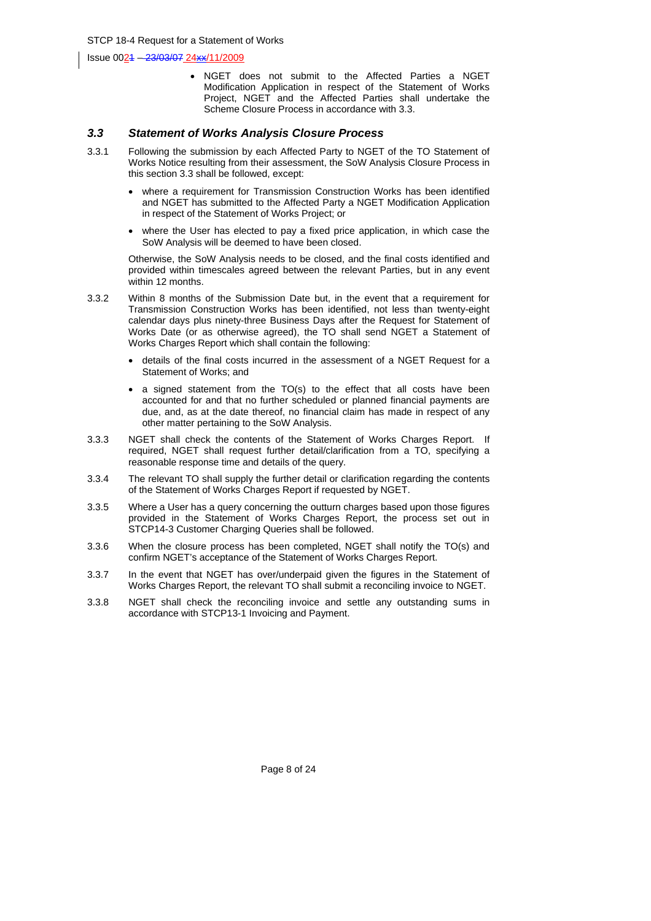- NGET does not submit to the Affected Parties a NGET Modification Application in respect of the Statement of Works Project, NGET and the Affected Parties shall undertake the Scheme Closure Process in accordance with 3.3.

### *3.3 Statement of Works Analysis Closure Process*

3.3.1 Following the submission by each Affected Party to NGET of the TO Statement of Works Notice resulting from their assessment, the SoW Analysis Closure Process in this section 3.3 shall be followed, except:

- where a requirement for Transmission Construction Works has been identified and NGET has submitted to the Affected Party a NGET Modification Application in respect of the Statement of Works Project; or
- where the User has elected to pay a fixed price application, in which case the SoW Analysis will be deemed to have been closed.

Otherwise, the SoW Analysis needs to be closed, and the final costs identified and provided within timescales agreed between the relevant Parties, but in any event within 12 months.

3.3.2 Within 8 months of the Submission Date but, in the event that a requirement for Transmission Construction Works has been identified, not less than twenty-eight calendar days plus ninety-three Business Days after the Request for Statement of Works Date (or as otherwise agreed), the TO shall send NGET a Statement of Works Charges Report which shall contain the following:

- details of the final costs incurred in the assessment of a NGET Request for a Statement of Works; and
- a signed statement from the TO(s) to the effect that all costs have been accounted for and that no further scheduled or planned financial payments are due, and, as at the date thereof, no financial claim has made in respect of any other matter pertaining to the SoW Analysis.

3.3.3 NGET shall check the contents of the Statement of Works Charges Report. If required, NGET shall request further detail/clarification from a TO, specifying a reasonable response time and details of the query.

3.3.4 The relevant TO shall supply the further detail or clarification regarding the contents of the Statement of Works Charges Report if requested by NGET.

3.3.5 Where a User has a query concerning the outturn charges based upon those figures provided in the Statement of Works Charges Report, the process set out in STCP14-3 Customer Charging Queries shall be followed.

3.3.6 When the closure process has been completed, NGET shall notify the TO(s) and confirm NGET's acceptance of the Statement of Works Charges Report.

3.3.7 In the event that NGET has over/underpaid given the figures in the Statement of Works Charges Report, the relevant TO shall submit a reconciling invoice to NGET.

3.3.8 NGET shall check the reconciling invoice and settle any outstanding sums in accordance with STCP13-1 Invoicing and Payment.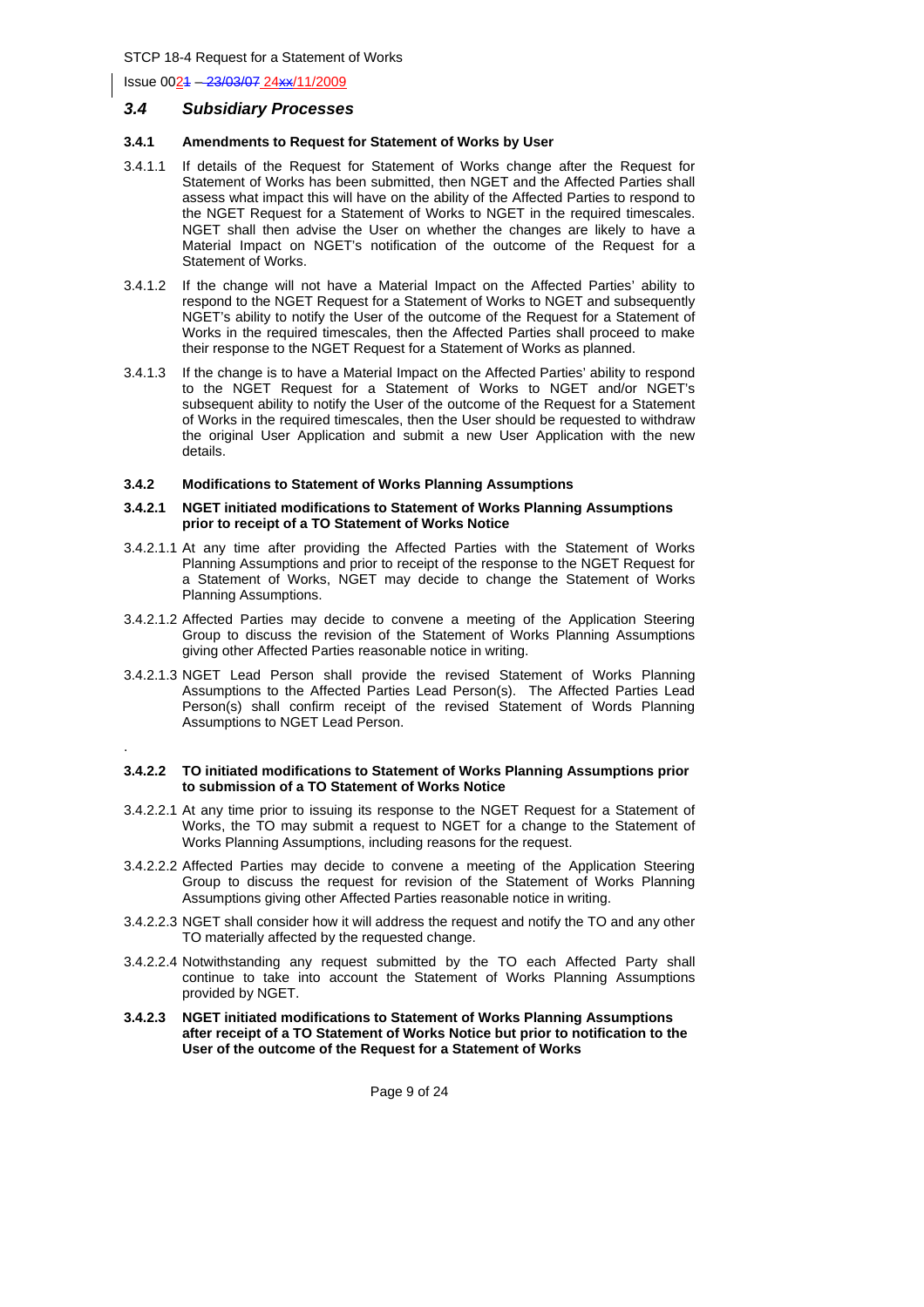### 3.4 *Subsidiary Processes*

**3.4.1 Amendments to Request for Statement of Works by User**

3.4.1.1 If details of the Request for Statement of Works change after the Request for Statement of Works has been submitted, then NGET and the Affected Parties shall assess what impact this will have on the ability of the Affected Parties to respond to the NGET Request for a Statement of Works to NGET in the required timescales. NGET shall then advise the User on whether the changes are likely to have a Material Impact on NGET's notification of the outcome of the Request for a Statement of Works.

3.4.1.2 If the change will not have a Material Impact on the Affected Parties' ability to respond to the NGET Request for a Statement of Works to NGET and subsequently NGET's ability to notify the User of the outcome of the Request for a Statement of Works in the required timescales, then the Affected Parties shall proceed to make their response to the NGET Request for a Statement of Works as planned.

3.4.1.3 If the change is to have a Material Impact on the Affected Parties' ability to respond to the NGET Request for a Statement of Works to NGET and/or NGET's subsequent ability to notify the User of the outcome of the Request for a Statement of Works in the required timescales, then the User should be requested to withdraw the original User Application and submit a new User Application with the new details.

**3.4.2 Modifications to Statement of Works Planning Assumptions**

**3.4.2.1 NGET initiated modifications to Statement of Works Planning Assumptions prior to receipt of a TO Statement of Works Notice**

3.4.2.1.1 At any time after providing the Affected Parties with the Statement of Works Planning Assumptions and prior to receipt of the response to the NGET Request for a Statement of Works, NGET may decide to change the Statement of Works Planning Assumptions.

3.4.2.1.2 Affected Parties may decide to convene a meeting of the Application Steering Group to discuss the revision of the Statement of Works Planning Assumptions giving other Affected Parties reasonable notice in writing.

3.4.2.1.3 NGET Lead Person shall provide the revised Statement of Works Planning Assumptions to the Affected Parties Lead Person(s). The Affected Parties Lead Person(s) shall confirm receipt of the revised Statement of Words Planning Assumptions to NGET Lead Person.

.

**3.4.2.2 TO initiated modifications to Statement of Works Planning Assumptions prior to submission of a TO Statement of Works Notice**

3.4.2.2.1 At any time prior to issuing its response to the NGET Request for a Statement of Works, the TO may submit a request to NGET for a change to the Statement of Works Planning Assumptions, including reasons for the request.

3.4.2.2.2 Affected Parties may decide to convene a meeting of the Application Steering Group to discuss the request for revision of the Statement of Works Planning Assumptions giving other Affected Parties reasonable notice in writing.

3.4.2.2.3 NGET shall consider how it will address the request and notify the TO and any other TO materially affected by the requested change.

3.4.2.2.4 Notwithstanding any request submitted by the TO each Affected Party shall continue to take into account the Statement of Works Planning Assumptions provided by NGET.

**3.4.2.3 NGET initiated modifications to Statement of Works Planning Assumptions after receipt of a TO Statement of Works Notice but prior to notification to the User of the outcome of the Request for a Statement of Works**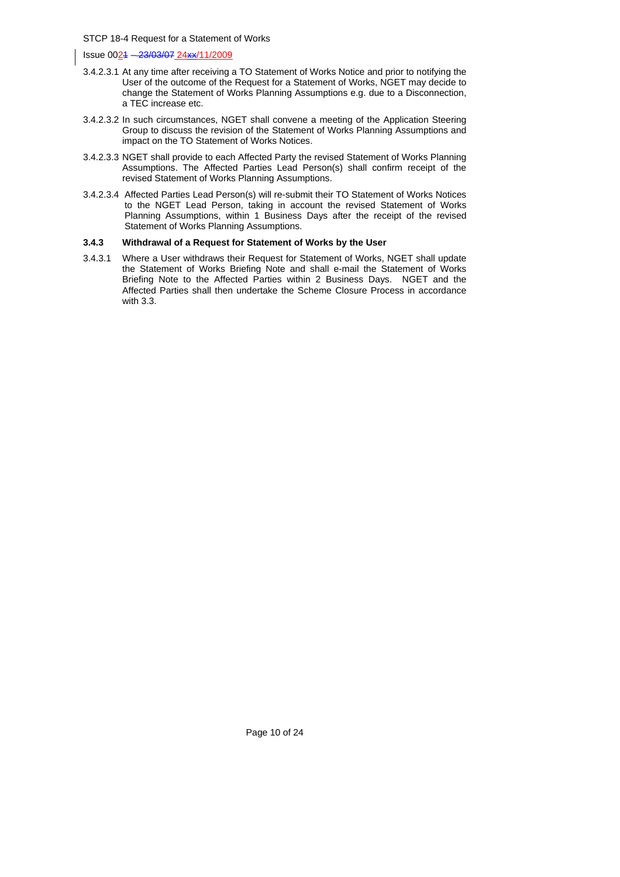3.4.2.3.1 At any time after receiving a TO Statement of Works Notice and prior to notifying the User of the outcome of the Request for a Statement of Works, NGET may decide to change the Statement of Works Planning Assumptions e.g. due to a Disconnection, a TEC increase etc.

3.4.2.3.2 In such circumstances, NGET shall convene a meeting of the Application Steering Group to discuss the revision of the Statement of Works Planning Assumptions and impact on the TO Statement of Works Notices.

3.4.2.3.3 NGET shall provide to each Affected Party the revised Statement of Works Planning Assumptions. The Affected Parties Lead Person(s) shall confirm receipt of the revised Statement of Works Planning Assumptions.

3.4.2.3.4 Affected Parties Lead Person(s) will re-submit their TO Statement of Works Notices to the NGET Lead Person, taking in account the revised Statement of Works Planning Assumptions, within 1 Business Days after the receipt of the revised Statement of Works Planning Assumptions.

**3.4.3 Withdrawal of a Request for Statement of Works by the User**

3.4.3.1 Where a User withdraws their Request for Statement of Works, NGET shall update the Statement of Works Briefing Note and shall e-mail the Statement of Works Briefing Note to the Affected Parties within 2 Business Days. NGET and the Affected Parties shall then undertake the Scheme Closure Process in accordance with 3.3.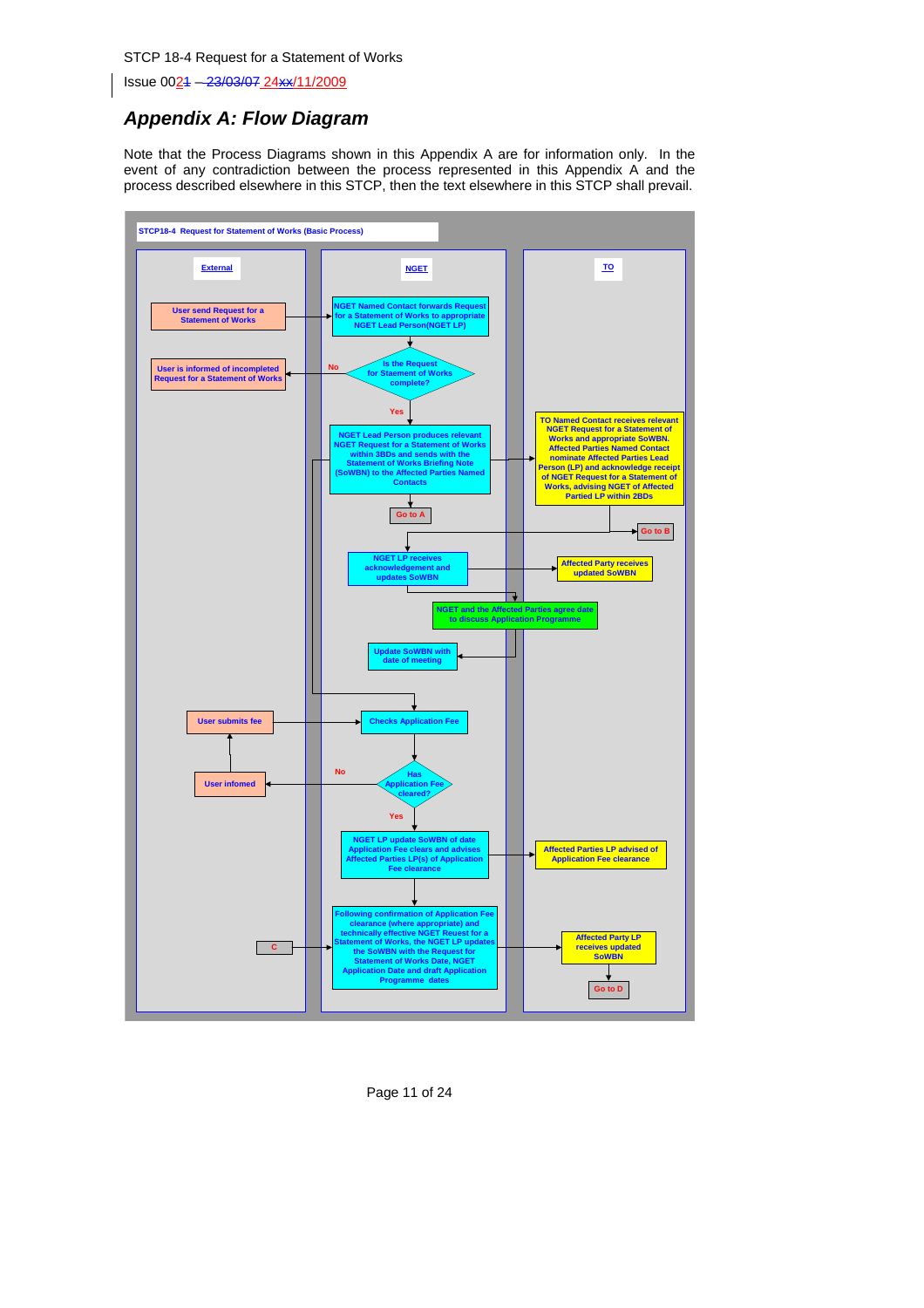## Appendix A: Flow Diagram

Note that the Process Diagrams shown in this Appendix A are for information only. In the event of any contradiction between the process represented in this Appendix A and the process described elsewhere in this STCP, then the text elsewhere in this STCP shall prevail.

**STCP18-4 Request for Statement of Works (Basic Process)**

| External | NGET | TO |
|---|---|---|
| User send Request for a Statement of Works | NGET Named Contact forwards Request for a Statement of Works to appropriate NGET Lead Person(NGET LP) | |
| User is informed of incompleted Request for a Statement of Works (No) | Is the Request for Staement of Works complete? | |
| | (Yes) NGET Lead Person produces relevant NGET Request for a Statement of Works within 3BDs and sends with the Statement of Works Briefing Note (SoWBN) to the Affected Parties Named Contacts | TO Named Contact receives relevant NGET Request for a Statement of Works and appropriate SoWBN. Affected Parties Named Contact nominate Affected Parties Lead Person (LP) and acknowledge receipt of NGET Request for a Statement of Works, advising NGET of Affected Partied LP within 2BDs |
| | Go to A | Go to B |
| | NGET LP receives acknowledgement and updates SoWBN | Affected Party receives updated SoWBN |
| | NGET and the Affected Parties agree date to discuss Application Programme | NGET and the Affected Parties agree date to discuss Application Programme |
| | Update SoWBN with date of meeting | |
| User submits fee | Checks Application Fee | |
| User infomed (No) | Has Application Fee cleared? | |
| | (Yes) NGET LP update SoWBN of date Application Fee clears and advises Affected Parties LP(s) of Application Fee clearance | Affected Parties LP advised of Application Fee clearance |
| C | Following confirmation of Application Fee clearance (where appropriate) and technically effective NGET Request for a Statement of Works, the NGET LP updates the SoWBN with the Request for Statement of Works Date, NGET Application Date and draft Application Programme dates | Affected Party LP receives updated SoWBN |
| | | Go to D |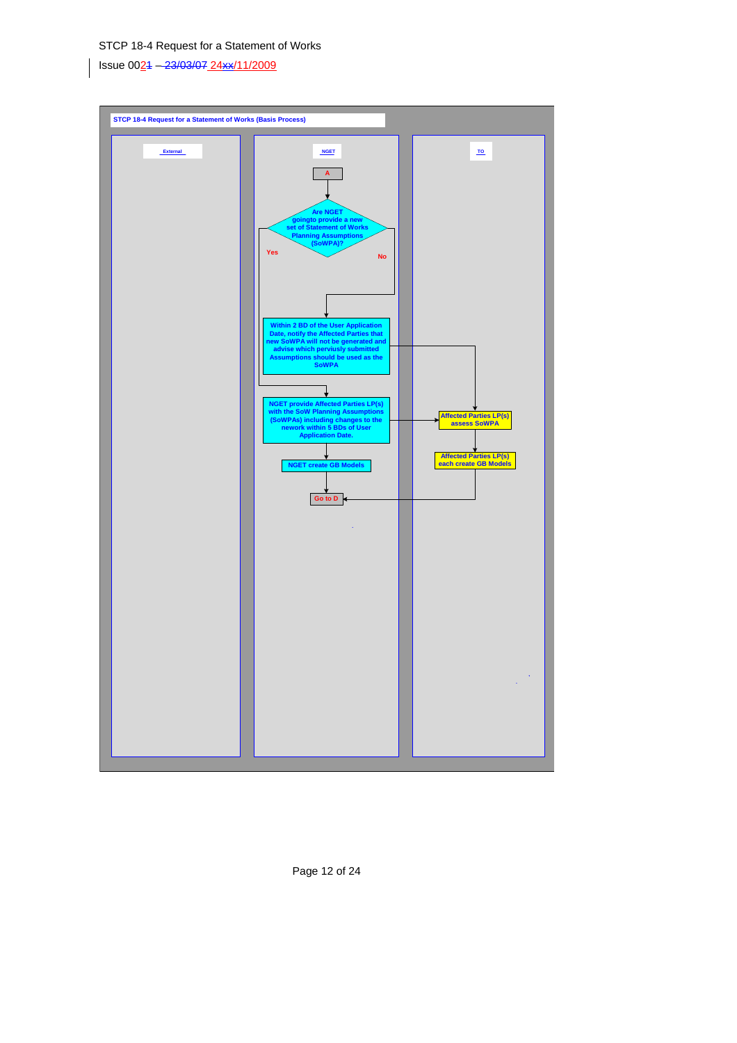STCP 18-4 Request for a Statement of Works (Basis Process)

| External | NGET | TO |
| --- | --- | --- |
| | A | |
| | Are NGET goingto provide a new set of Statement of Works Planning Assumptions (SoWPA)? | |
| | No: Within 2 BD of the User Application Date, notify the Affected Parties that new SoWPA will not be generated and advise which pervius!y submitted Assumptions should be used as the SoWPA | |
| | Yes: NGET provide Affected Parties LP(s) with the SoW Planning Assumptions (SoWPAs) including changes to the nework within 5 BDs of User Application Date. | Affected Parties LP(s) assess SoWPA |
| | NGET create GB Models | Affected Parties LP(s) each create GB Models |
| | Go to D | |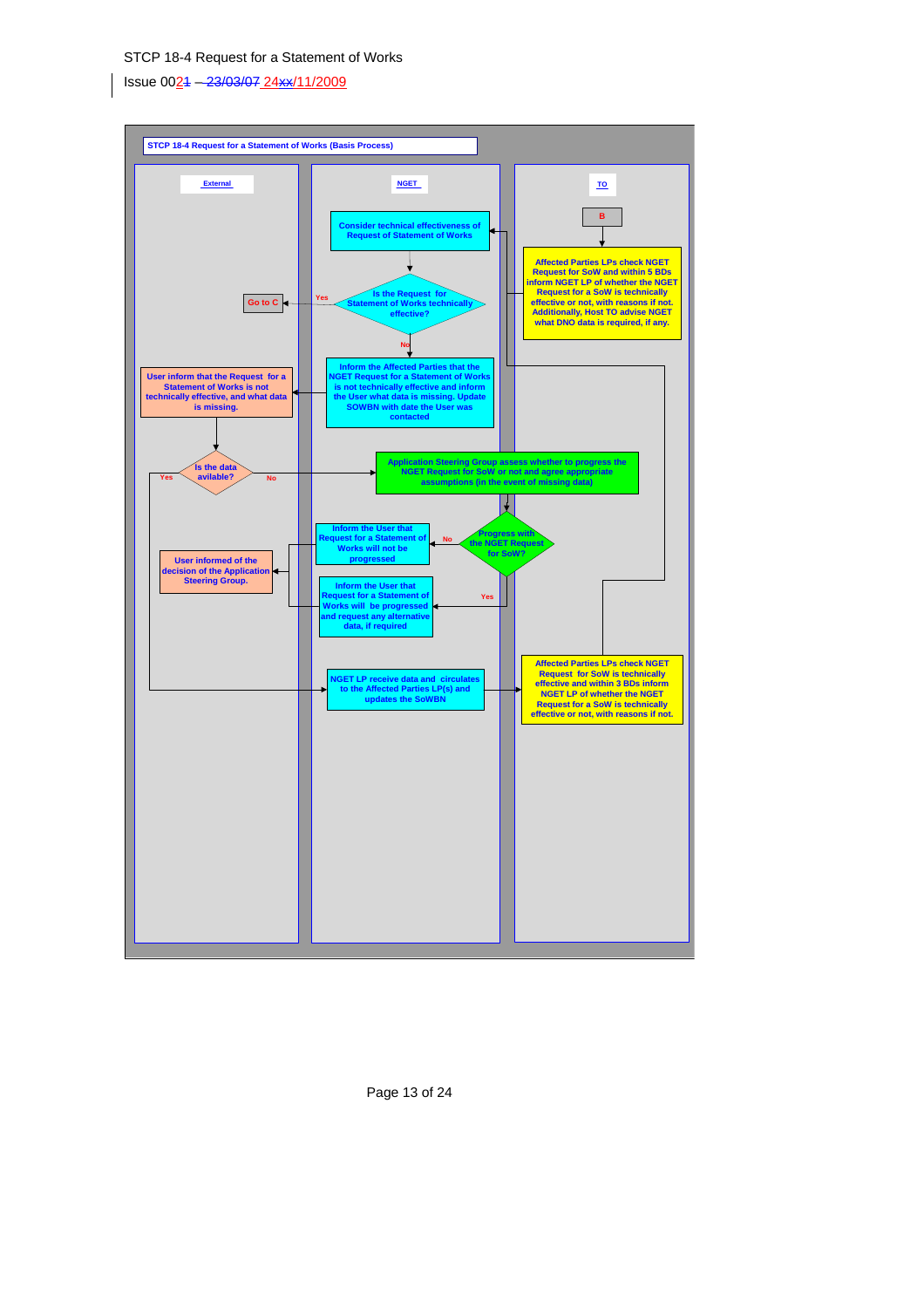STCP 18-4 Request for a Statement of Works (Basis Process)

**External**

- User inform that the Request for a Statement of Works is not technically effective, and what data is missing.
- Is the data avilable? (Yes / No)
- User informed of the decision of the Application Steering Group.

**NGET**

- Consider technical effectiveness of Request of Statement of Works
- Is the Request for Statement of Works technically effective? (Yes → Go to C; No)
- Inform the Affected Parties that the NGET Request for a Statement of Works is not technically effective and inform the User what data is missing. Update SOWBN with date the User was contacted
- Application Steering Group assess whether to progress the NGET Request for SoW or not and agree appropriate assumptions (in the event of missing data)
- Progress with the NGET Request for SoW? (No / Yes)
- Inform the User that Request for a Statement of Works will not be progressed
- Inform the User that Request for a Statement of Works will be progressed and request any alternative data, if required
- NGET LP receive data and circulates to the Affected Parties LP(s) and updates the SoWBN

**TO**

- B
- Affected Parties LPs check NGET Request for SoW and within 5 BDs inform NGET LP of whether the NGET Request for a SoW is technically effective or not, with reasons if not. Additionally, Host TO advise NGET what DNO data is required, if any.
- Affected Parties LPs check NGET Request for SoW is technically effective and within 3 BDs inform NGET LP of whether the NGET Request for a SoW is technically effective or not, with reasons if not.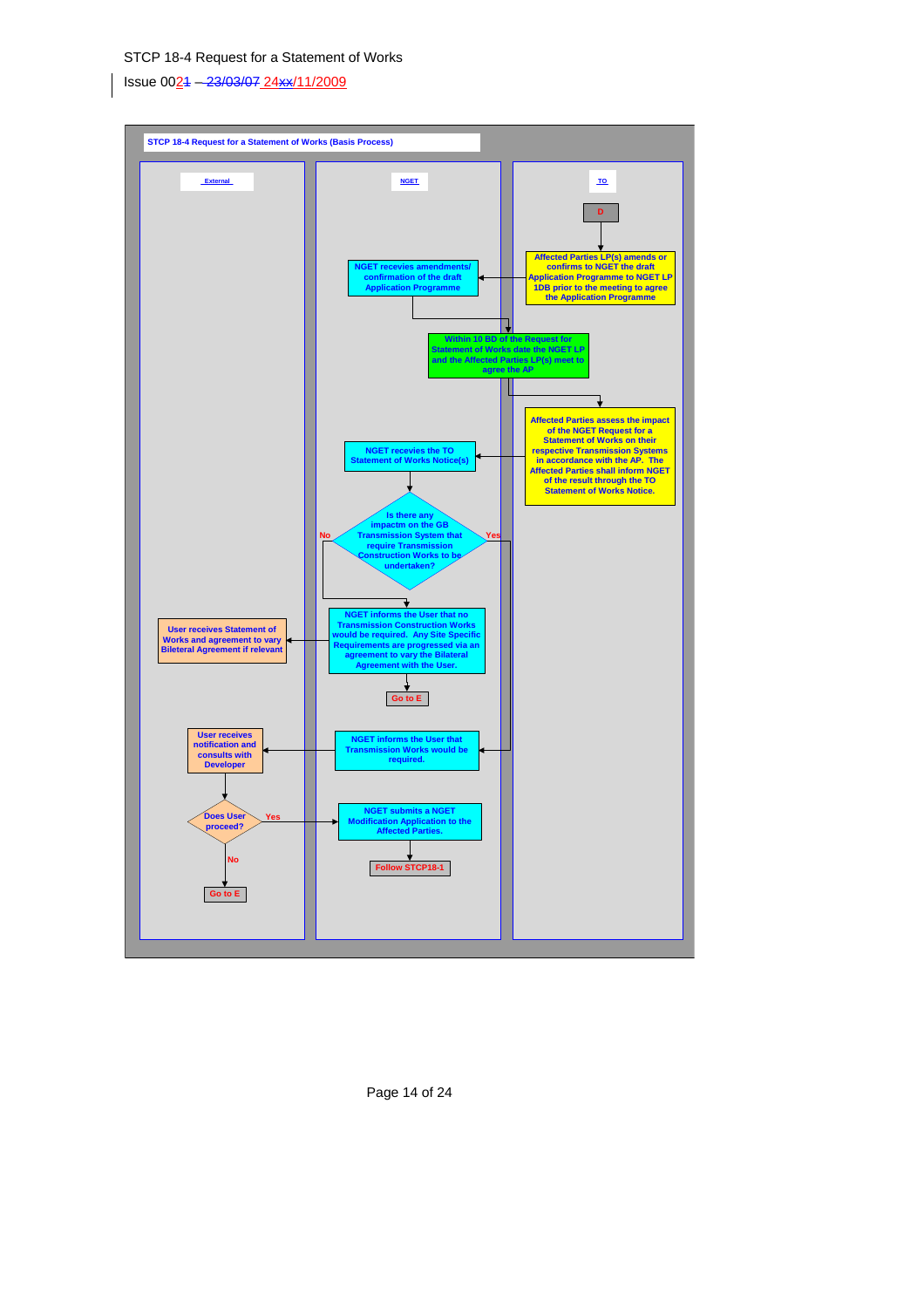STCP 18-4 Request for a Statement of Works

Issue 0021 – 23/03/07 24xx/11/2009

**STCP 18-4 Request for a Statement of Works (Basis Process)**

| External | NGET | TO |
|---|---|---|
| | | D |
| | NGET receives amendments/ confirmation of the draft Application Programme | Affected Parties LP(s) amends or confirms to NGET the draft Application Programme to NGET LP 1DB prior to the meeting to agree the Application Programme |
| | Within 10 BD of the Request for Statement of Works date the NGET LP and the Affected Parties LP(s) meet to agree the AP | |
| | NGET receives the TO Statement of Works Notice(s) | Affected Parties assess the impact of the NGET Request for a Statement of Works on their respective Transmission Systems in accordance with the AP. The Affected Parties shall inform NGET of the result through the TO Statement of Works Notice. |
| | Is there any impactm on the GB Transmission System that require Transmission Construction Works to be undertaken? (No / Yes) | |
| User receives Statement of Works and agreement to vary Bileteral Agreement if relevant | No: NGET informs the User that no Transmission Construction Works would be required. Any Site Specific Requirements are progressed via an agreement to vary the Bilateral Agreement with the User. | |
| | Go to E | |
| User receives notification and consults with Developer | Yes: NGET informs the User that Transmission Works would be required. | |
| Does User proceed? (Yes / No) | Yes: NGET submits a NGET Modification Application to the Affected Parties. | |
| No: Go to E | Follow STCP18-1 | |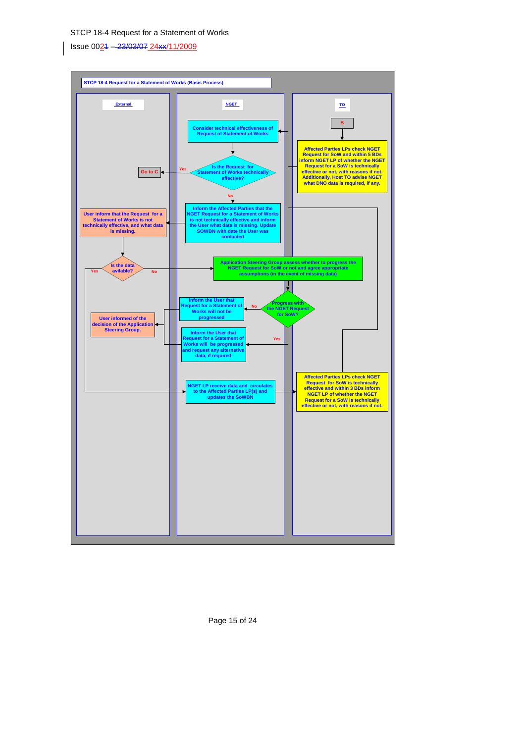STCP 18-4 Request for a Statement of Works

Issue 0021 – 23/03/07 24xx/11/2009

**STCP 18-4 Request for a Statement of Works (Basis Process)**

**External**

**NGET**

**TO**

B

Affected Parties LPs check NGET Request for SoW and within 5 BDs inform NGET LP of whether the NGET Request for a SoW is technically effective or not, with reasons if not. Additionally, Host TO advise NGET what DNO data is required, if any.

Consider technical effectiveness of Request of Statement of Works

Is the Request for Statement of Works technically effective?

Yes → Go to C

No

Inform the Affected Parties that the NGET Request for a Statement of Works is not technically effective and inform the User what data is missing. Update SOWBN with date the User was contacted

User inform that the Request for a Statement of Works is not technically effective, and what data is missing.

Is the data avilable?

Yes / No

Application Steering Group assess whether to progress the NGET Request for SoW or not and agree appropriate assumptions (in the event of missing data)

Progress with the NGET Request for SoW?

No → Inform the User that Request for a Statement of Works will not be progressed

Yes → Inform the User that Request for a Statement of Works will be progressed and request any alternative data, if required

User informed of the decision of the Application Steering Group.

NGET LP receive data and circulates to the Affected Parties LP(s) and updates the SoWBN

Affected Parties LPs check NGET Request for SoW is technically effective and within 3 BDs inform NGET LP of whether the NGET Request for a SoW is technically effective or not, with reasons if not.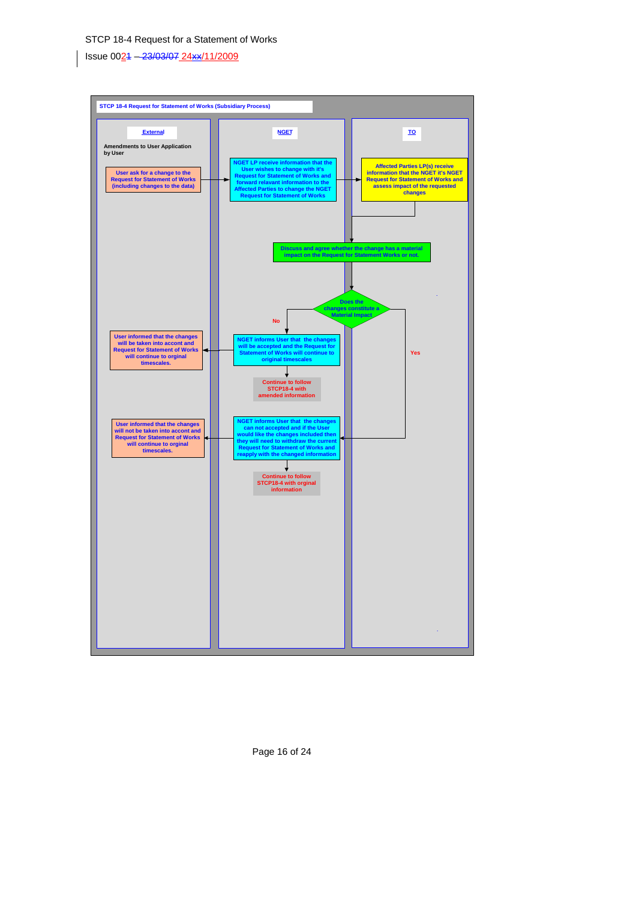STCP 18-4 Request for a Statement of Works

Issue 0021 – 23/03/07 24xx/11/2009

**STCP 18-4 Request for Statement of Works (Subsidiary Process)**

| External | NGET | TO |
|---|---|---|
| **Amendments to User Application by User** | | |
| User ask for a change to the Request for Statement of Works (including changes to the data) | NGET LP receive information that the User wishes to change with it's Request for Statement of Works and forward relavant information to the Affected Parties to change the NGET Request for Statement of Works | Affected Parties LP(s) receive information that the NGET it's NGET Request for Statement of Works and assess impact of the requested changes |
| | Discuss and agree whether the change has a material impact on the Request for Statement Works or not. | |
| | Does the changes constitute a Material Impact | |
| User informed that the changes will be taken into accont and Request for Statement of Works will continue to orginal timescales. | **No:** NGET informs User that the changes will be accepted and the Request for Statement of Works will continue to original timescales | |
| | Continue to follow STCP18-4 with amended information | |
| User informed that the changes will not be taken into accont and Request for Statement of Works will continue to orginal timescales. | **Yes:** NGET informs User that the changes can not accepted and if the User would like the changes included then they will need to withdraw the current Request for Statement of Works and reapply with the changed information | |
| | Continue to follow STCP18-4 with orginal information | |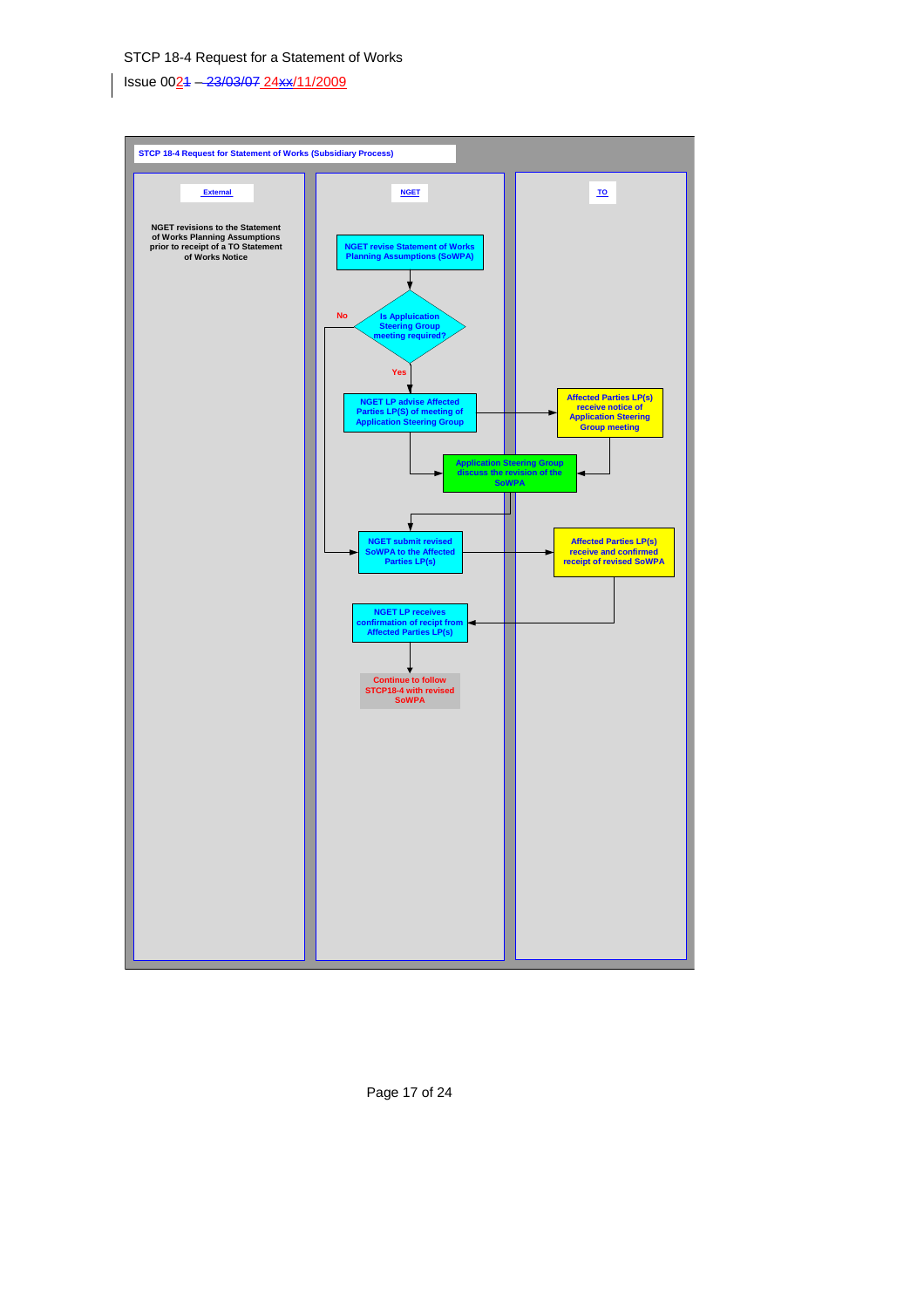STCP 18-4 Request for Statement of Works (Subsidiary Process)

**External**

NGET revisions to the Statement of Works Planning Assumptions prior to receipt of a TO Statement of Works Notice

**NGET**

NGET revise Statement of Works Planning Assumptions (SoWPA)

Is Appluication Steering Group meeting required?

No

Yes

NGET LP advise Affected Parties LP(S) of meeting of Application Steering Group

Application Steering Group discuss the revision of the SoWPA

NGET submit revised SoWPA to the Affected Parties LP(s)

NGET LP receives confirmation of recipt from Affected Parties LP(s)

Continue to follow STCP18-4 with revised SoWPA

**TO**

Affected Parties LP(s) receive notice of Application Steering Group meeting

Affected Parties LP(s) receive and confirmed receipt of revised SoWPA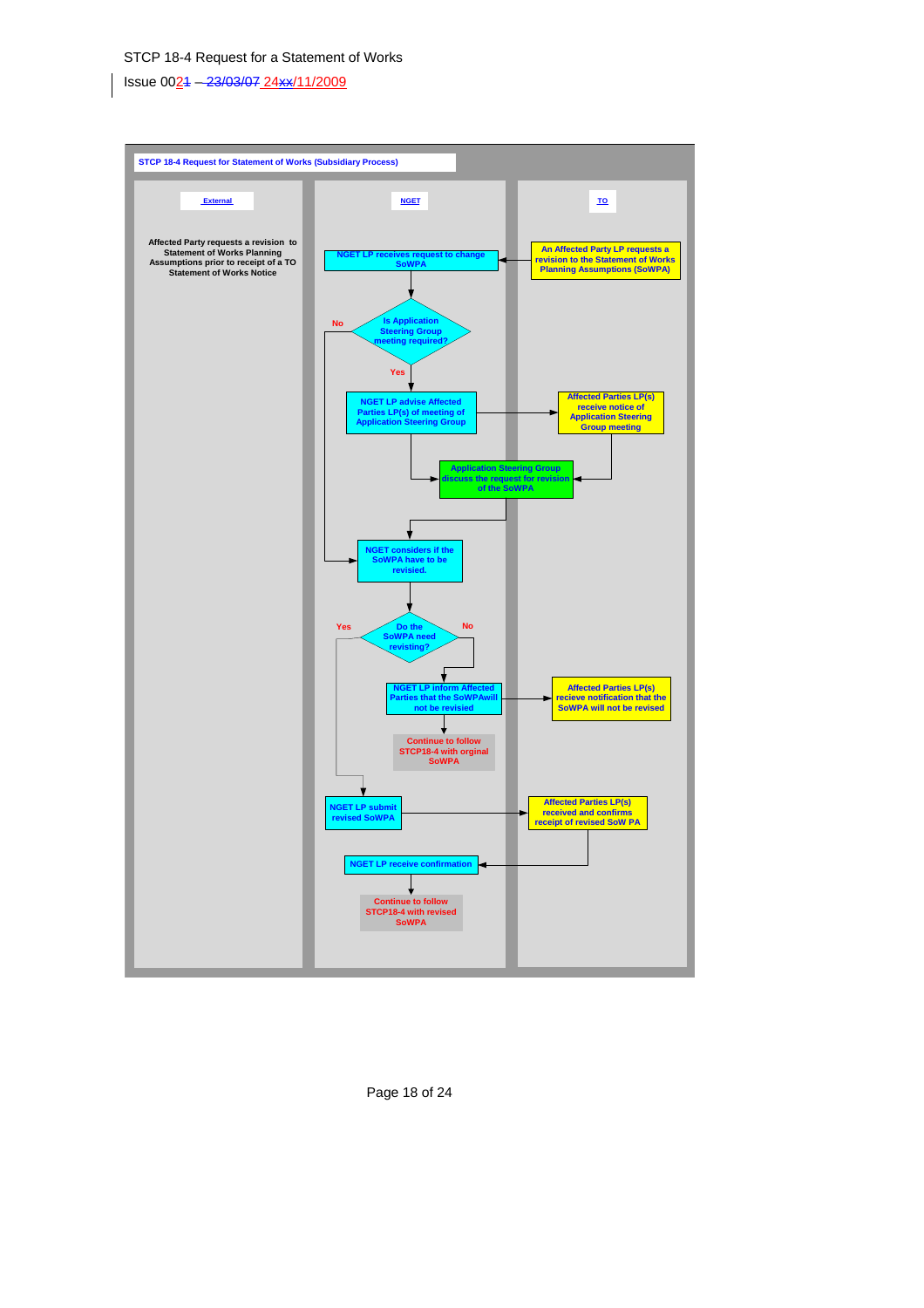STCP 18-4 Request for Statement of Works (Subsidiary Process)

External | NGET | TO

**External:**

Affected Party requests a revision to Statement of Works Planning Assumptions prior to receipt of a TO Statement of Works Notice

**Process flow:**

- TO: An Affected Party LP requests a revision to the Statement of Works Planning Assumptions (SoWPA)
- NGET: NGET LP receives request to change SoWPA
- NGET: Is Application Steering Group meeting required?
  - Yes: NGET LP advise Affected Parties LP(s) of meeting of Application Steering Group
    - TO: Affected Parties LP(s) receive notice of Application Steering Group meeting
    - Application Steering Group discuss the request for revision of the SoWPA
  - No: go to "NGET considers if the SoWPA have to be revised."
- NGET: NGET considers if the SoWPA have to be revised.
- NGET: Do the SoWPA need revisting?
  - No: NGET LP inform Affected Parties that the SoWPAwill not be revised
    - TO: Affected Parties LP(s) recieve notification that the SoWPA will not be revised
    - Continue to follow STCP18-4 with orginal SoWPA
  - Yes: NGET LP submit revised SoWPA
    - TO: Affected Parties LP(s) received and confirms receipt of revised SoW PA
    - NGET LP receive confirmation
    - Continue to follow STCP18-4 with revised SoWPA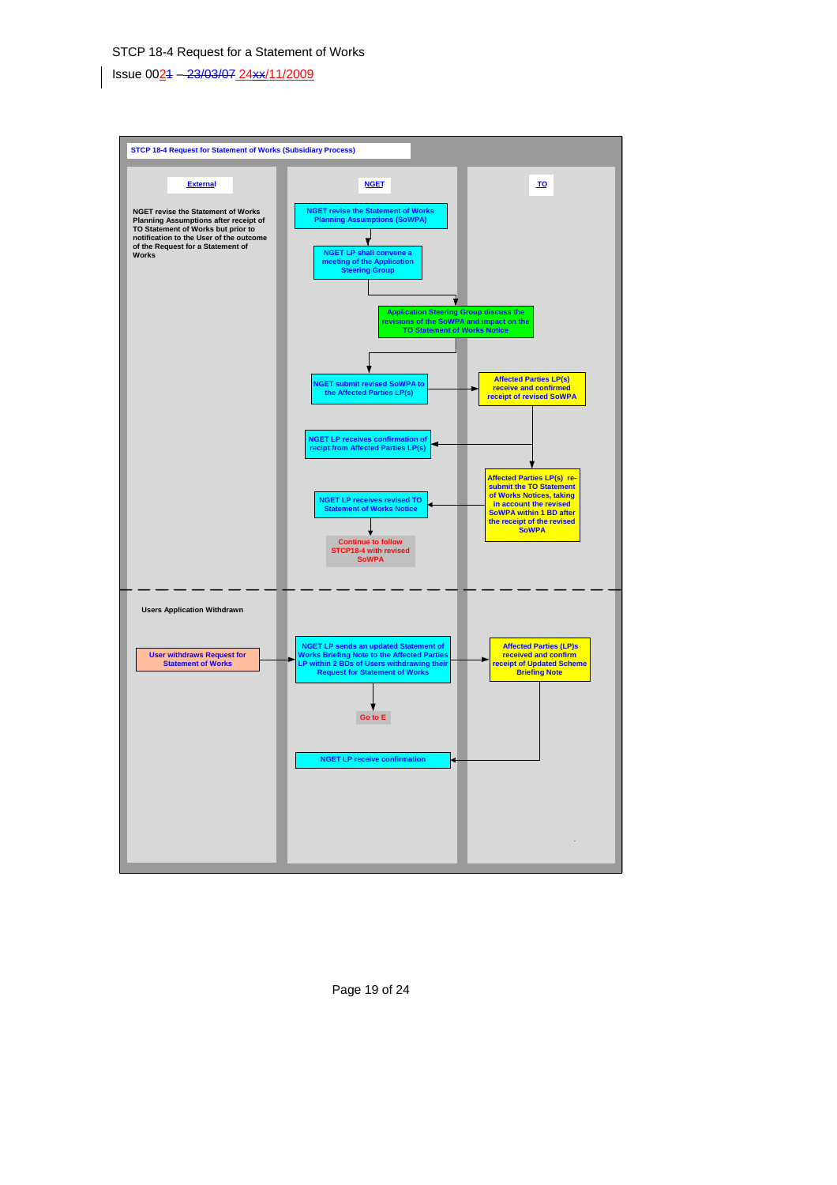**STCP 18-4 Request for Statement of Works (Subsidiary Process)**

| External | NGET | TO |
|---|---|---|
| NGET revise the Statement of Works Planning Assumptions after receipt of TO Statement of Works but prior to notification to the User of the outcome of the Request for a Statement of Works | NGET revise the Statement of Works Planning Assumptions (SoWPA) | |
| | NGET LP shall convene a meeting of the Application Steering Group | |
| | Application Steering Group discuss the revisions of the SoWPA and impact on the TO Statement of Works Notice | |
| | NGET submit revised SoWPA to the Affected Parties LP(s) | Affected Parties LP(s) receive and confirmed receipt of revised SoWPA |
| | NGET LP receives confirmation of recipt from Affected Parties LP(s) | |
| | NGET LP receives revised TO Statement of Works Notice | Affected Parties LP(s) re-submit the TO Statement of Works Notices, taking in account the revised SoWPA within 1 BD after the receipt of the revised SoWPA |
| | Continue to follow STCP18-4 with revised SoWPA | |

| External | NGET | TO |
|---|---|---|
| Users Application Withdrawn | | |
| User withdraws Request for Statement of Works | NGET LP sends an updated Statement of Works Briefing Note to the Affected Parties LP within 2 BDs of Users withdrawing their Request for Statement of Works | Affected Parties (LP)s received and confirm receipt of Updated Scheme Briefing Note |
| | Go to E | |
| | NGET LP receive confirmation | |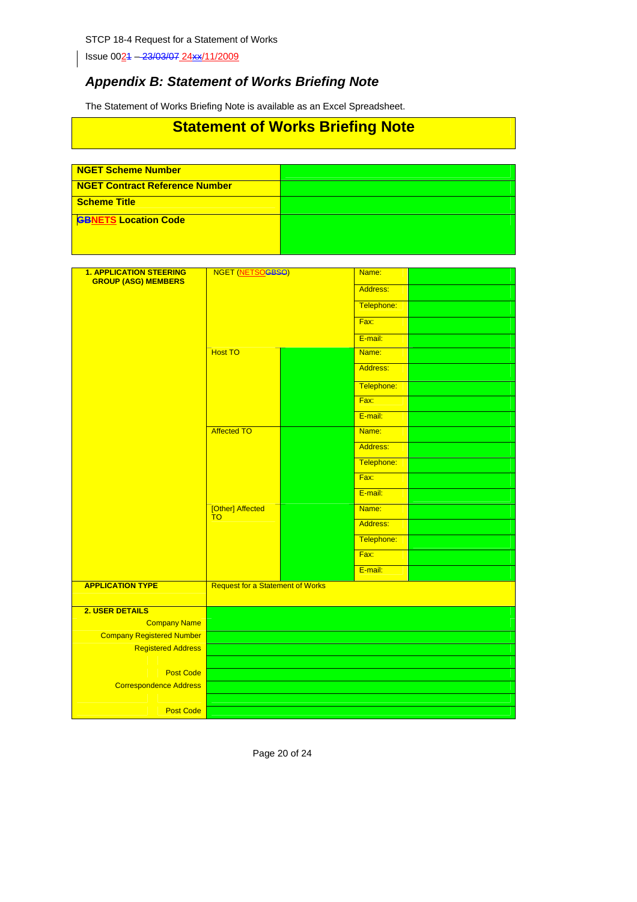STCP 18-4 Request for a Statement of Works

Issue 0021 – 23/03/07 24xx/11/2009

## *Appendix B: Statement of Works Briefing Note*

The Statement of Works Briefing Note is available as an Excel Spreadsheet.

# Statement of Works Briefing Note

| **NGET Scheme Number** | |
|---|---|
| **NGET Contract Reference Number** | |
| **Scheme Title** | |
| **GBNETS Location Code** | |

| | | | | |
|---|---|---|---|---|
| **1. APPLICATION STEERING GROUP (ASG) MEMBERS** | NGET (NETSOGBSO) | | Name: | |
| | | | Address: | |
| | | | Telephone: | |
| | | | Fax: | |
| | | | E-mail: | |
| | Host TO | | Name: | |
| | | | Address: | |
| | | | Telephone: | |
| | | | Fax: | |
| | | | E-mail: | |
| | Affected TO | | Name: | |
| | | | Address: | |
| | | | Telephone: | |
| | | | Fax: | |
| | | | E-mail: | |
| | [Other] Affected TO | | Name: | |
| | | | Address: | |
| | | | Telephone: | |
| | | | Fax: | |
| | | | E-mail: | |
| **APPLICATION TYPE** | Request for a Statement of Works | | | |
| **2. USER DETAILS** | | | | |
| Company Name | | | | |
| Company Registered Number | | | | |
| Registered Address | | | | |
| | | | | |
| Post Code | | | | |
| Correspondence Address | | | | |
| | | | | |
| Post Code | | | | |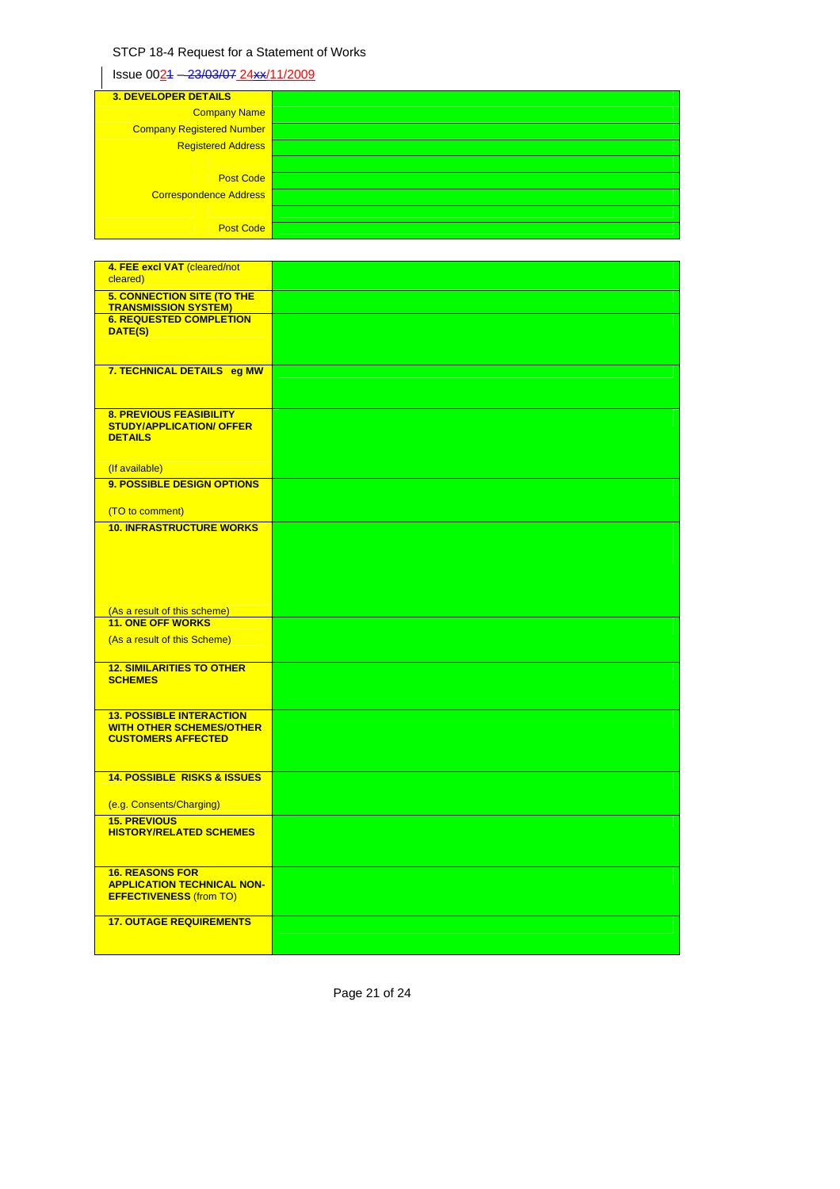STCP 18-4 Request for a Statement of Works

Issue 002~~1~~ ~~– 23/03/07~~ 24~~xx~~/11/2009

| 3. DEVELOPER DETAILS | |
|---|---|
| Company Name | |
| Company Registered Number | |
| Registered Address | |
| | |
| Post Code | |
| Correspondence Address | |
| | |
| Post Code | |

| | |
|---|---|
| **4. FEE excl VAT** (cleared/not cleared) | |
| **5. CONNECTION SITE (TO THE TRANSMISSION SYSTEM)** | |
| **6. REQUESTED COMPLETION DATE(S)** | |
| **7. TECHNICAL DETAILS eg MW** | |
| **8. PREVIOUS FEASIBILITY STUDY/APPLICATION/ OFFER DETAILS** (If available) | |
| **9. POSSIBLE DESIGN OPTIONS** (TO to comment) | |
| **10. INFRASTRUCTURE WORKS** (As a result of this scheme) | |
| **11. ONE OFF WORKS** (As a result of this Scheme) | |
| **12. SIMILARITIES TO OTHER SCHEMES** | |
| **13. POSSIBLE INTERACTION WITH OTHER SCHEMES/OTHER CUSTOMERS AFFECTED** | |
| **14. POSSIBLE RISKS & ISSUES** (e.g. Consents/Charging) | |
| **15. PREVIOUS HISTORY/RELATED SCHEMES** | |
| **16. REASONS FOR APPLICATION TECHNICAL NON-EFFECTIVENESS** (from TO) | |
| **17. OUTAGE REQUIREMENTS** | |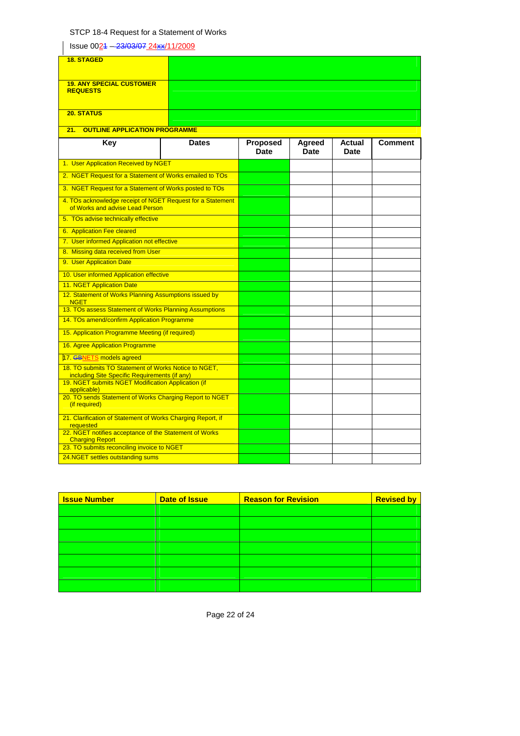| | |
|---|---|
| **18. STAGED** | |
| **19. ANY SPECIAL CUSTOMER REQUESTS** | |
| **20. STATUS** | |

**21. OUTLINE APPLICATION PROGRAMME**

| Key | Dates | Proposed Date | Agreed Date | Actual Date | Comment |
|---|---|---|---|---|---|
| 1. User Application Received by NGET | | | | | |
| 2. NGET Request for a Statement of Works emailed to TOs | | | | | |
| 3. NGET Request for a Statement of Works posted to TOs | | | | | |
| 4. TOs acknowledge receipt of NGET Request for a Statement of Works and advise Lead Person | | | | | |
| 5. TOs advise technically effective | | | | | |
| 6. Application Fee cleared | | | | | |
| 7. User informed Application not effective | | | | | |
| 8. Missing data received from User | | | | | |
| 9. User Application Date | | | | | |
| 10. User informed Application effective | | | | | |
| 11. NGET Application Date | | | | | |
| 12. Statement of Works Planning Assumptions issued by NGET | | | | | |
| 13. TOs assess Statement of Works Planning Assumptions | | | | | |
| 14. TOs amend/confirm Application Programme | | | | | |
| 15. Application Programme Meeting (if required) | | | | | |
| 16. Agree Application Programme | | | | | |
| 17. ~~GB~~NETS models agreed | | | | | |
| 18. TO submits TO Statement of Works Notice to NGET, including Site Specific Requirements (if any) | | | | | |
| 19. NGET submits NGET Modification Application (if applicable) | | | | | |
| 20. TO sends Statement of Works Charging Report to NGET (if required) | | | | | |
| 21. Clarification of Statement of Works Charging Report, if requested | | | | | |
| 22. NGET notifies acceptance of the Statement of Works Charging Report | | | | | |
| 23. TO submits reconciling invoice to NGET | | | | | |
| 24.NGET settles outstanding sums | | | | | |

| Issue Number | Date of Issue | Reason for Revision | Revised by |
|---|---|---|---|
| | | | |
| | | | |
| | | | |
| | | | |
| | | | |
| | | | |
| | | | |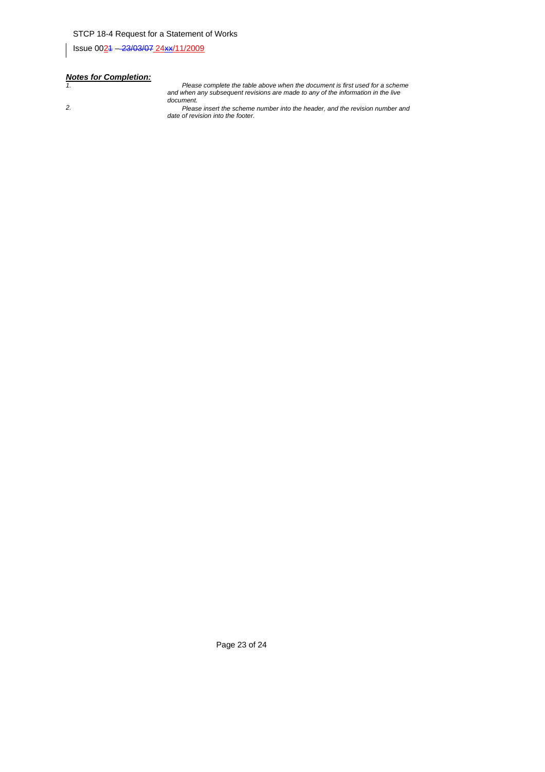***Notes for Completion:***

1. *Please complete the table above when the document is first used for a scheme and when any subsequent revisions are made to any of the information in the live document.*
2. *Please insert the scheme number into the header, and the revision number and date of revision into the footer.*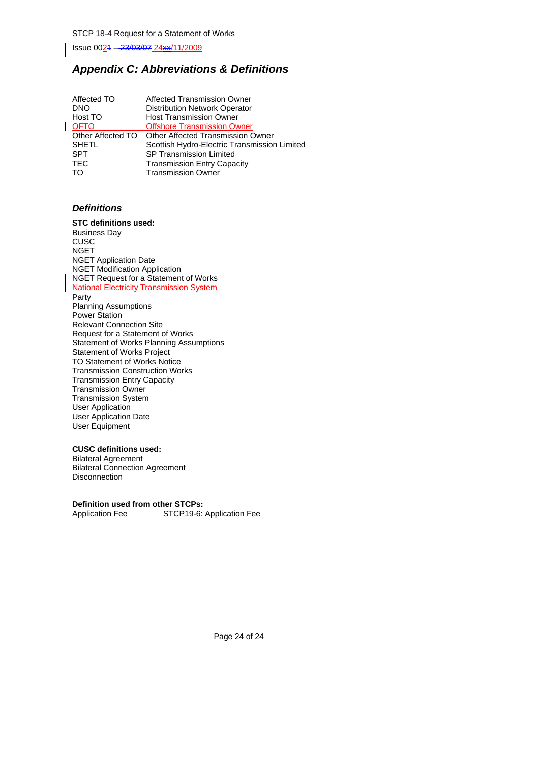# *Appendix C: Abbreviations & Definitions*

| | |
|---|---|
| Affected TO | Affected Transmission Owner |
| DNO | Distribution Network Operator |
| Host TO | Host Transmission Owner |
| OFTO | Offshore Transmission Owner |
| Other Affected TO | Other Affected Transmission Owner |
| SHETL | Scottish Hydro-Electric Transmission Limited |
| SPT | SP Transmission Limited |
| TEC | Transmission Entry Capacity |
| TO | Transmission Owner |

## *Definitions*

**STC definitions used:**

Business Day
CUSC
NGET
NGET Application Date
NGET Modification Application
NGET Request for a Statement of Works
National Electricity Transmission System
Party
Planning Assumptions
Power Station
Relevant Connection Site
Request for a Statement of Works
Statement of Works Planning Assumptions
Statement of Works Project
TO Statement of Works Notice
Transmission Construction Works
Transmission Entry Capacity
Transmission Owner
Transmission System
User Application
User Application Date
User Equipment

**CUSC definitions used:**

Bilateral Agreement
Bilateral Connection Agreement
Disconnection

**Definition used from other STCPs:**

| | |
|---|---|
| Application Fee | STCP19-6: Application Fee |